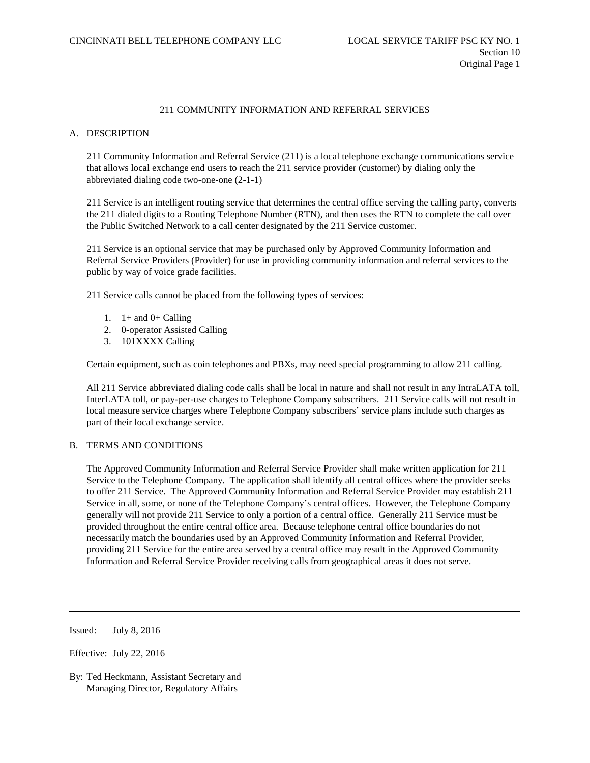# 211 COMMUNITY INFORMATION AND REFERRAL SERVICES

## A. DESCRIPTION

211 Community Information and Referral Service (211) is a local telephone exchange communications service that allows local exchange end users to reach the 211 service provider (customer) by dialing only the abbreviated dialing code two-one-one (2-1-1)

211 Service is an intelligent routing service that determines the central office serving the calling party, converts the 211 dialed digits to a Routing Telephone Number (RTN), and then uses the RTN to complete the call over the Public Switched Network to a call center designated by the 211 Service customer.

211 Service is an optional service that may be purchased only by Approved Community Information and Referral Service Providers (Provider) for use in providing community information and referral services to the public by way of voice grade facilities.

211 Service calls cannot be placed from the following types of services:

1. 1+ and 0+ Calling
2. 0-operator Assisted Calling
3. 101XXXX Calling

Certain equipment, such as coin telephones and PBXs, may need special programming to allow 211 calling.

All 211 Service abbreviated dialing code calls shall be local in nature and shall not result in any IntraLATA toll, InterLATA toll, or pay-per-use charges to Telephone Company subscribers. 211 Service calls will not result in local measure service charges where Telephone Company subscribers' service plans include such charges as part of their local exchange service.

## B. TERMS AND CONDITIONS

The Approved Community Information and Referral Service Provider shall make written application for 211 Service to the Telephone Company. The application shall identify all central offices where the provider seeks to offer 211 Service. The Approved Community Information and Referral Service Provider may establish 211 Service in all, some, or none of the Telephone Company's central offices. However, the Telephone Company generally will not provide 211 Service to only a portion of a central office. Generally 211 Service must be provided throughout the entire central office area. Because telephone central office boundaries do not necessarily match the boundaries used by an Approved Community Information and Referral Provider, providing 211 Service for the entire area served by a central office may result in the Approved Community Information and Referral Service Provider receiving calls from geographical areas it does not serve.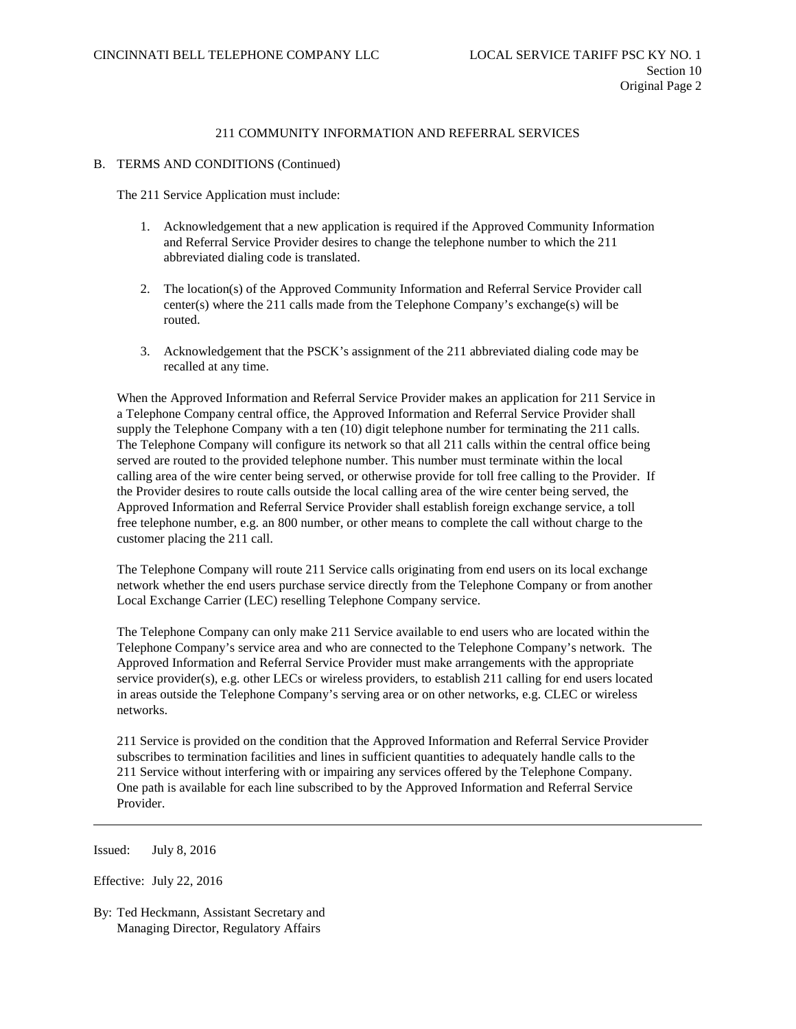## 211 COMMUNITY INFORMATION AND REFERRAL SERVICES

B. TERMS AND CONDITIONS (Continued)

The 211 Service Application must include:

1. Acknowledgement that a new application is required if the Approved Community Information and Referral Service Provider desires to change the telephone number to which the 211 abbreviated dialing code is translated.

2. The location(s) of the Approved Community Information and Referral Service Provider call center(s) where the 211 calls made from the Telephone Company's exchange(s) will be routed.

3. Acknowledgement that the PSCK's assignment of the 211 abbreviated dialing code may be recalled at any time.

When the Approved Information and Referral Service Provider makes an application for 211 Service in a Telephone Company central office, the Approved Information and Referral Service Provider shall supply the Telephone Company with a ten (10) digit telephone number for terminating the 211 calls. The Telephone Company will configure its network so that all 211 calls within the central office being served are routed to the provided telephone number. This number must terminate within the local calling area of the wire center being served, or otherwise provide for toll free calling to the Provider. If the Provider desires to route calls outside the local calling area of the wire center being served, the Approved Information and Referral Service Provider shall establish foreign exchange service, a toll free telephone number, e.g. an 800 number, or other means to complete the call without charge to the customer placing the 211 call.

The Telephone Company will route 211 Service calls originating from end users on its local exchange network whether the end users purchase service directly from the Telephone Company or from another Local Exchange Carrier (LEC) reselling Telephone Company service.

The Telephone Company can only make 211 Service available to end users who are located within the Telephone Company's service area and who are connected to the Telephone Company's network. The Approved Information and Referral Service Provider must make arrangements with the appropriate service provider(s), e.g. other LECs or wireless providers, to establish 211 calling for end users located in areas outside the Telephone Company's serving area or on other networks, e.g. CLEC or wireless networks.

211 Service is provided on the condition that the Approved Information and Referral Service Provider subscribes to termination facilities and lines in sufficient quantities to adequately handle calls to the 211 Service without interfering with or impairing any services offered by the Telephone Company. One path is available for each line subscribed to by the Approved Information and Referral Service Provider.

Issued: July 8, 2016

Effective: July 22, 2016

By: Ted Heckmann, Assistant Secretary and Managing Director, Regulatory Affairs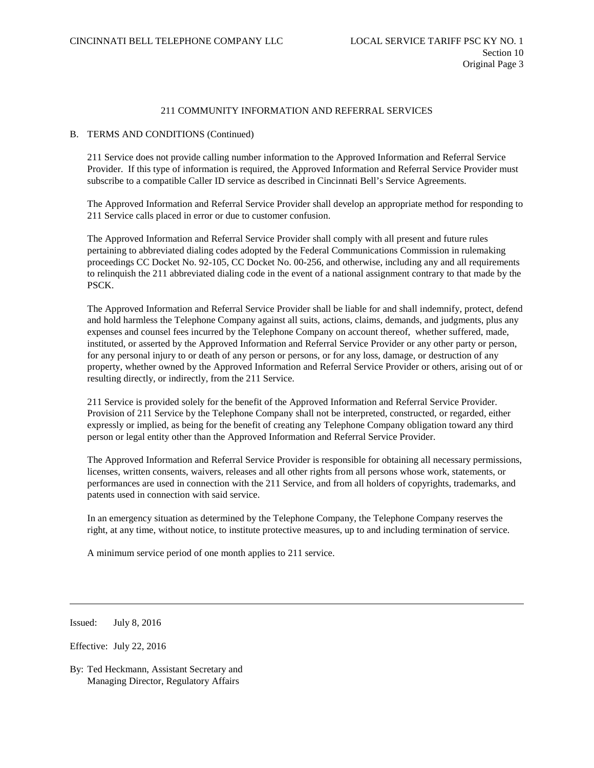## 211 COMMUNITY INFORMATION AND REFERRAL SERVICES

### B. TERMS AND CONDITIONS (Continued)

211 Service does not provide calling number information to the Approved Information and Referral Service Provider. If this type of information is required, the Approved Information and Referral Service Provider must subscribe to a compatible Caller ID service as described in Cincinnati Bell's Service Agreements.

The Approved Information and Referral Service Provider shall develop an appropriate method for responding to 211 Service calls placed in error or due to customer confusion.

The Approved Information and Referral Service Provider shall comply with all present and future rules pertaining to abbreviated dialing codes adopted by the Federal Communications Commission in rulemaking proceedings CC Docket No. 92-105, CC Docket No. 00-256, and otherwise, including any and all requirements to relinquish the 211 abbreviated dialing code in the event of a national assignment contrary to that made by the PSCK.

The Approved Information and Referral Service Provider shall be liable for and shall indemnify, protect, defend and hold harmless the Telephone Company against all suits, actions, claims, demands, and judgments, plus any expenses and counsel fees incurred by the Telephone Company on account thereof, whether suffered, made, instituted, or asserted by the Approved Information and Referral Service Provider or any other party or person, for any personal injury to or death of any person or persons, or for any loss, damage, or destruction of any property, whether owned by the Approved Information and Referral Service Provider or others, arising out of or resulting directly, or indirectly, from the 211 Service.

211 Service is provided solely for the benefit of the Approved Information and Referral Service Provider. Provision of 211 Service by the Telephone Company shall not be interpreted, constructed, or regarded, either expressly or implied, as being for the benefit of creating any Telephone Company obligation toward any third person or legal entity other than the Approved Information and Referral Service Provider.

The Approved Information and Referral Service Provider is responsible for obtaining all necessary permissions, licenses, written consents, waivers, releases and all other rights from all persons whose work, statements, or performances are used in connection with the 211 Service, and from all holders of copyrights, trademarks, and patents used in connection with said service.

In an emergency situation as determined by the Telephone Company, the Telephone Company reserves the right, at any time, without notice, to institute protective measures, up to and including termination of service.

A minimum service period of one month applies to 211 service.

---

Issued: July 8, 2016

Effective: July 22, 2016

By: Ted Heckmann, Assistant Secretary and Managing Director, Regulatory Affairs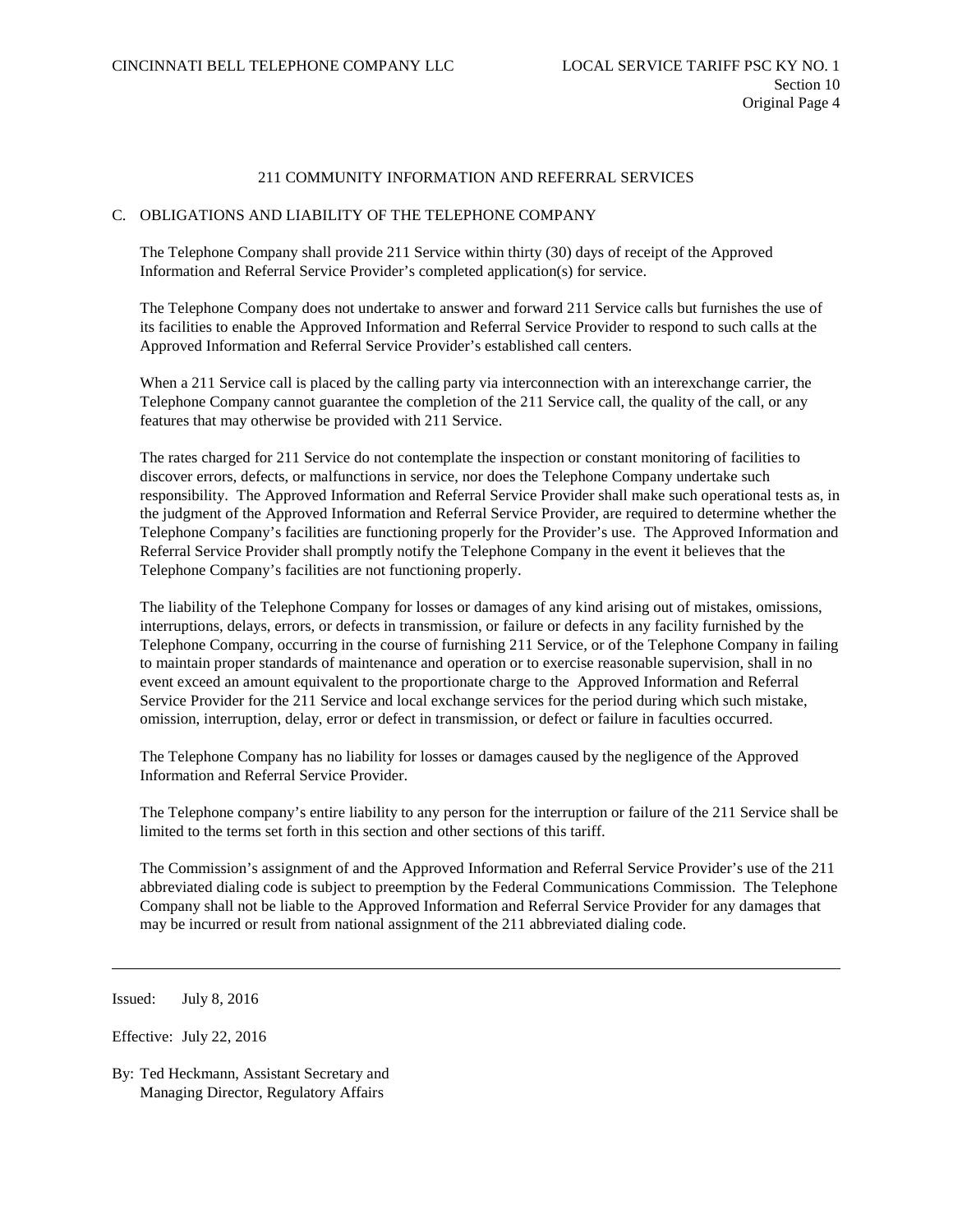## 211 COMMUNITY INFORMATION AND REFERRAL SERVICES

### C. OBLIGATIONS AND LIABILITY OF THE TELEPHONE COMPANY

The Telephone Company shall provide 211 Service within thirty (30) days of receipt of the Approved Information and Referral Service Provider's completed application(s) for service.

The Telephone Company does not undertake to answer and forward 211 Service calls but furnishes the use of its facilities to enable the Approved Information and Referral Service Provider to respond to such calls at the Approved Information and Referral Service Provider's established call centers.

When a 211 Service call is placed by the calling party via interconnection with an interexchange carrier, the Telephone Company cannot guarantee the completion of the 211 Service call, the quality of the call, or any features that may otherwise be provided with 211 Service.

The rates charged for 211 Service do not contemplate the inspection or constant monitoring of facilities to discover errors, defects, or malfunctions in service, nor does the Telephone Company undertake such responsibility. The Approved Information and Referral Service Provider shall make such operational tests as, in the judgment of the Approved Information and Referral Service Provider, are required to determine whether the Telephone Company's facilities are functioning properly for the Provider's use. The Approved Information and Referral Service Provider shall promptly notify the Telephone Company in the event it believes that the Telephone Company's facilities are not functioning properly.

The liability of the Telephone Company for losses or damages of any kind arising out of mistakes, omissions, interruptions, delays, errors, or defects in transmission, or failure or defects in any facility furnished by the Telephone Company, occurring in the course of furnishing 211 Service, or of the Telephone Company in failing to maintain proper standards of maintenance and operation or to exercise reasonable supervision, shall in no event exceed an amount equivalent to the proportionate charge to the Approved Information and Referral Service Provider for the 211 Service and local exchange services for the period during which such mistake, omission, interruption, delay, error or defect in transmission, or defect or failure in faculties occurred.

The Telephone Company has no liability for losses or damages caused by the negligence of the Approved Information and Referral Service Provider.

The Telephone company's entire liability to any person for the interruption or failure of the 211 Service shall be limited to the terms set forth in this section and other sections of this tariff.

The Commission's assignment of and the Approved Information and Referral Service Provider's use of the 211 abbreviated dialing code is subject to preemption by the Federal Communications Commission. The Telephone Company shall not be liable to the Approved Information and Referral Service Provider for any damages that may be incurred or result from national assignment of the 211 abbreviated dialing code.

---

Issued: July 8, 2016

Effective: July 22, 2016

By: Ted Heckmann, Assistant Secretary and Managing Director, Regulatory Affairs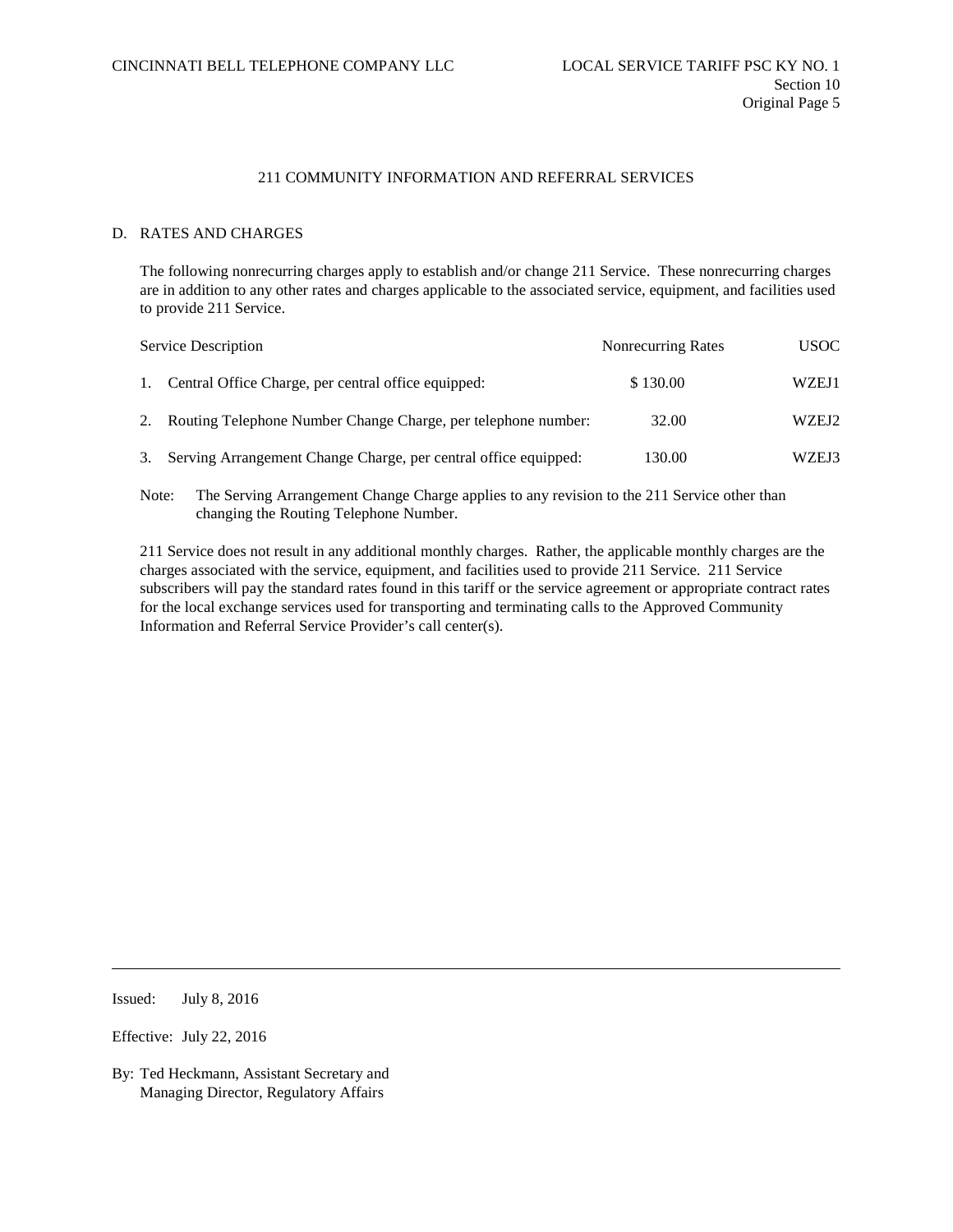## 211 COMMUNITY INFORMATION AND REFERRAL SERVICES

### D. RATES AND CHARGES

The following nonrecurring charges apply to establish and/or change 211 Service. These nonrecurring charges are in addition to any other rates and charges applicable to the associated service, equipment, and facilities used to provide 211 Service.

| Service Description | Nonrecurring Rates | USOC |
|---|---|---|
| 1. Central Office Charge, per central office equipped: | $ 130.00 | WZEJ1 |
| 2. Routing Telephone Number Change Charge, per telephone number: | 32.00 | WZEJ2 |
| 3. Serving Arrangement Change Charge, per central office equipped: | 130.00 | WZEJ3 |

Note: The Serving Arrangement Change Charge applies to any revision to the 211 Service other than changing the Routing Telephone Number.

211 Service does not result in any additional monthly charges. Rather, the applicable monthly charges are the charges associated with the service, equipment, and facilities used to provide 211 Service. 211 Service subscribers will pay the standard rates found in this tariff or the service agreement or appropriate contract rates for the local exchange services used for transporting and terminating calls to the Approved Community Information and Referral Service Provider's call center(s).

Issued: July 8, 2016

Effective: July 22, 2016

By: Ted Heckmann, Assistant Secretary and Managing Director, Regulatory Affairs